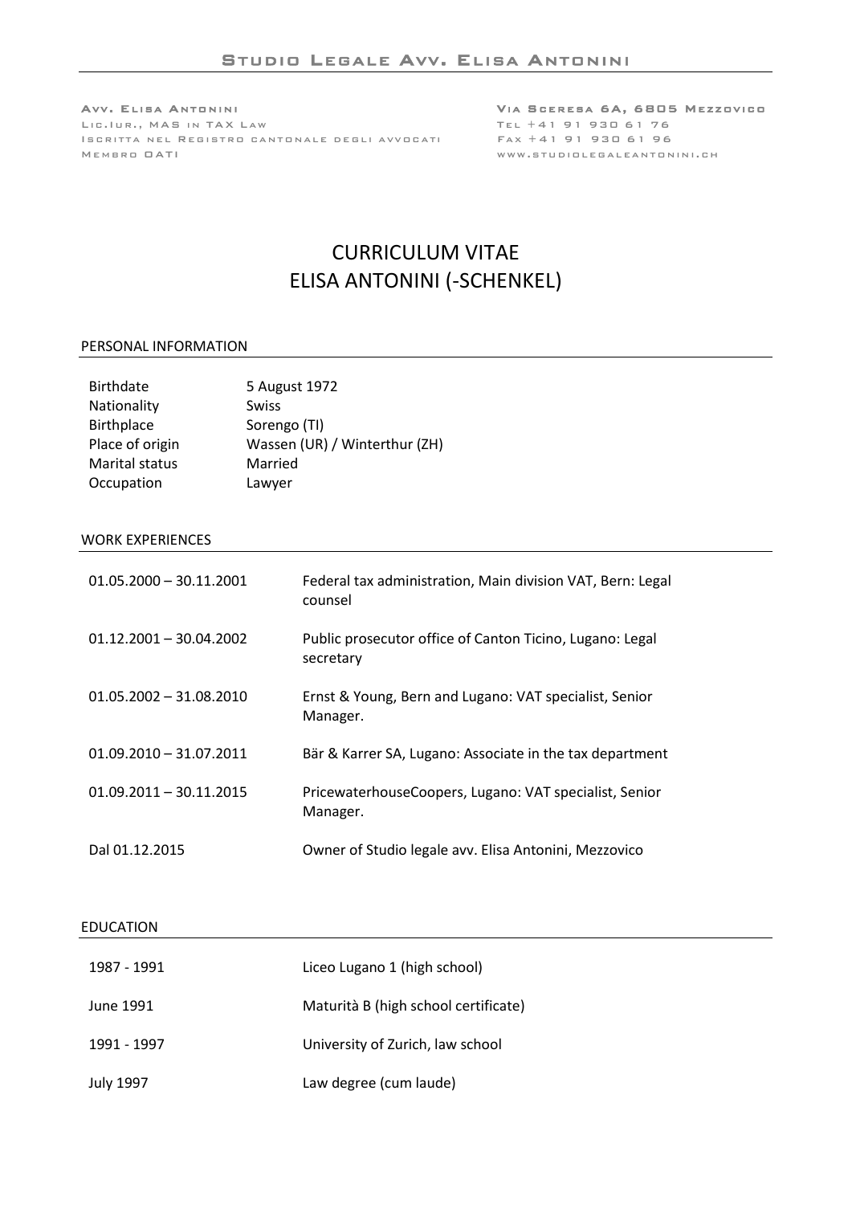# STUDIO LEGALE AVV. ELISA ANTONINI

AVV. ELISA ANTONINI
LIC.IUR., MAS IN TAX LAW
ISCRITTA NEL REGISTRO CANTONALE DEGLI AVVOCATI
MEMBRO OATI

VIA SCERESA 6A, 6805 MEZZOVICO
TEL +41 91 930 61 76
FAX +41 91 930 61 96
WWW.STUDIOLEGALEANTONINI.CH

# CURRICULUM VITAE
# ELISA ANTONINI (-SCHENKEL)

## PERSONAL INFORMATION

| | |
|---|---|
| Birthdate | 5 August 1972 |
| Nationality | Swiss |
| Birthplace | Sorengo (TI) |
| Place of origin | Wassen (UR) / Winterthur (ZH) |
| Marital status | Married |
| Occupation | Lawyer |

## WORK EXPERIENCES

| | |
|---|---|
| 01.05.2000 – 30.11.2001 | Federal tax administration, Main division VAT, Bern: Legal counsel |
| 01.12.2001 – 30.04.2002 | Public prosecutor office of Canton Ticino, Lugano: Legal secretary |
| 01.05.2002 – 31.08.2010 | Ernst & Young, Bern and Lugano: VAT specialist, Senior Manager. |
| 01.09.2010 – 31.07.2011 | Bär & Karrer SA, Lugano: Associate in the tax department |
| 01.09.2011 – 30.11.2015 | PricewaterhouseCoopers, Lugano: VAT specialist, Senior Manager. |
| Dal 01.12.2015 | Owner of Studio legale avv. Elisa Antonini, Mezzovico |

## EDUCATION

| | |
|---|---|
| 1987 - 1991 | Liceo Lugano 1 (high school) |
| June 1991 | Maturità B (high school certificate) |
| 1991 - 1997 | University of Zurich, law school |
| July 1997 | Law degree (cum laude) |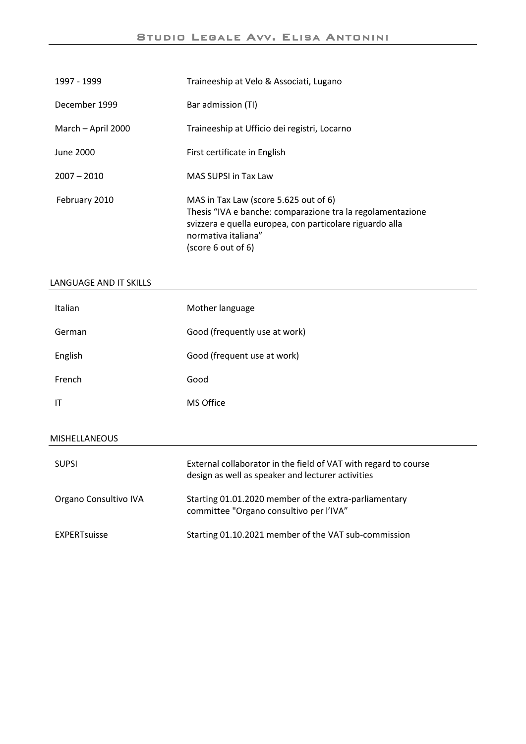| | |
|---|---|
| 1997 - 1999 | Traineeship at Velo & Associati, Lugano |
| December 1999 | Bar admission (TI) |
| March – April 2000 | Traineeship at Ufficio dei registri, Locarno |
| June 2000 | First certificate in English |
| 2007 – 2010 | MAS SUPSI in Tax Law |
| February 2010 | MAS in Tax Law (score 5.625 out of 6)<br>Thesis "IVA e banche: comparazione tra la regolamentazione svizzera e quella europea, con particolare riguardo alla normativa italiana"<br>(score 6 out of 6) |

## LANGUAGE AND IT SKILLS

| | |
|---|---|
| Italian | Mother language |
| German | Good (frequently use at work) |
| English | Good (frequent use at work) |
| French | Good |
| IT | MS Office |

## MISHELLANEOUS

| | |
|---|---|
| SUPSI | External collaborator in the field of VAT with regard to course design as well as speaker and lecturer activities |
| Organo Consultivo IVA | Starting 01.01.2020 member of the extra-parliamentary committee "Organo consultivo per l'IVA" |
| EXPERTsuisse | Starting 01.10.2021 member of the VAT sub-commission |